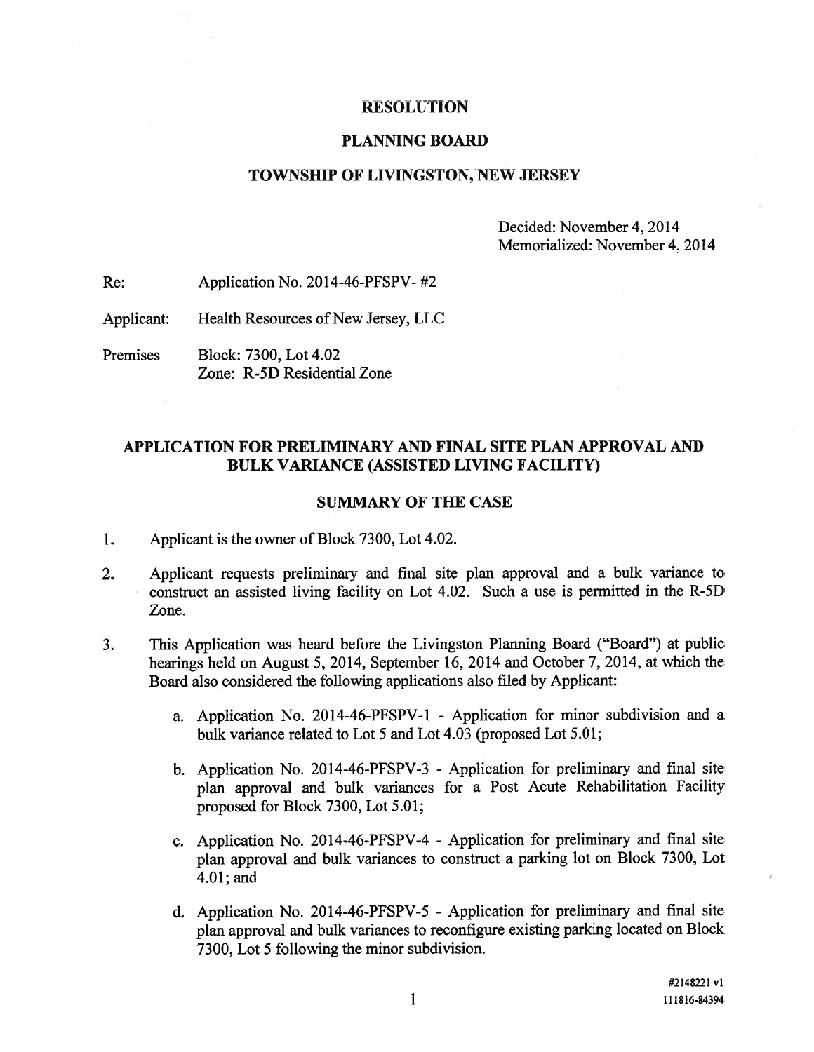# RESOLUTION

## PLANNING BOARD

## TOWNSHIP OF LIVINGSTON, NEW JERSEY

Decided: November 4, 2014
Memorialized: November 4, 2014

Re: Application No. 2014-46-PFSPV- #2

Applicant: Health Resources of New Jersey, LLC

Premises Block: 7300, Lot 4.02
Zone: R-5D Residential Zone

## APPLICATION FOR PRELIMINARY AND FINAL SITE PLAN APPROVAL AND BULK VARIANCE (ASSISTED LIVING FACILITY)

## SUMMARY OF THE CASE

1. Applicant is the owner of Block 7300, Lot 4.02.

2. Applicant requests preliminary and final site plan approval and a bulk variance to construct an assisted living facility on Lot 4.02. Such a use is permitted in the R-5D Zone.

3. This Application was heard before the Livingston Planning Board ("Board") at public hearings held on August 5, 2014, September 16, 2014 and October 7, 2014, at which the Board also considered the following applications also filed by Applicant:

    a. Application No. 2014-46-PFSPV-1 - Application for minor subdivision and a bulk variance related to Lot 5 and Lot 4.03 (proposed Lot 5.01;

    b. Application No. 2014-46-PFSPV-3 - Application for preliminary and final site plan approval and bulk variances for a Post Acute Rehabilitation Facility proposed for Block 7300, Lot 5.01;

    c. Application No. 2014-46-PFSPV-4 - Application for preliminary and final site plan approval and bulk variances to construct a parking lot on Block 7300, Lot 4.01; and

    d. Application No. 2014-46-PFSPV-5 - Application for preliminary and final site plan approval and bulk variances to reconfigure existing parking located on Block 7300, Lot 5 following the minor subdivision.

#2148221 v1
111816-84394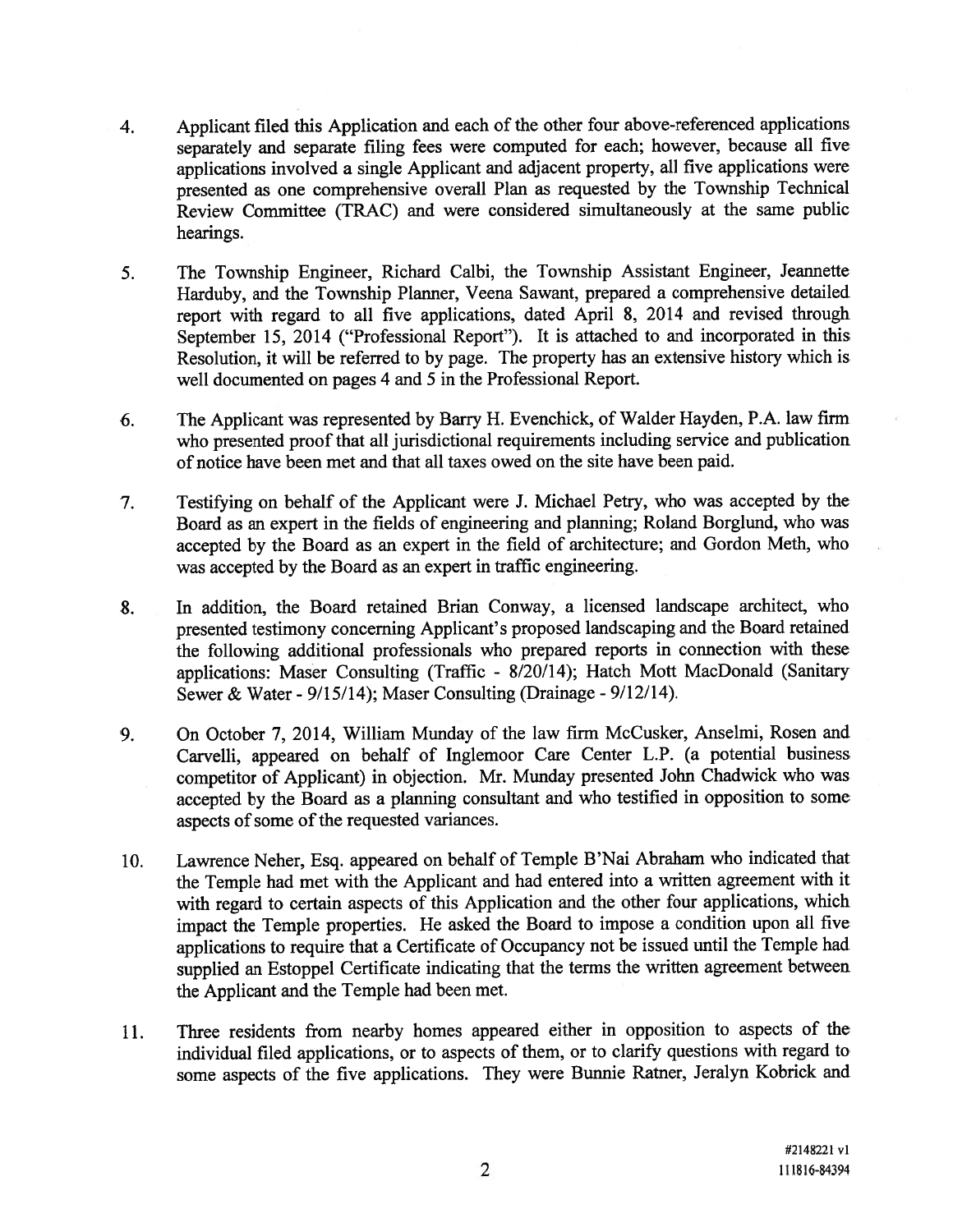4. Applicant filed this Application and each of the other four above-referenced applications separately and separate filing fees were computed for each; however, because all five applications involved a single Applicant and adjacent property, all five applications were presented as one comprehensive overall Plan as requested by the Township Technical Review Committee (TRAC) and were considered simultaneously at the same public hearings.

5. The Township Engineer, Richard Calbi, the Township Assistant Engineer, Jeannette Harduby, and the Township Planner, Veena Sawant, prepared a comprehensive detailed report with regard to all five applications, dated April 8, 2014 and revised through September 15, 2014 ("Professional Report"). It is attached to and incorporated in this Resolution, it will be referred to by page. The property has an extensive history which is well documented on pages 4 and 5 in the Professional Report.

6. The Applicant was represented by Barry H. Evenchick, of Walder Hayden, P.A. law firm who presented proof that all jurisdictional requirements including service and publication of notice have been met and that all taxes owed on the site have been paid.

7. Testifying on behalf of the Applicant were J. Michael Petry, who was accepted by the Board as an expert in the fields of engineering and planning; Roland Borglund, who was accepted by the Board as an expert in the field of architecture; and Gordon Meth, who was accepted by the Board as an expert in traffic engineering.

8. In addition, the Board retained Brian Conway, a licensed landscape architect, who presented testimony concerning Applicant's proposed landscaping and the Board retained the following additional professionals who prepared reports in connection with these applications: Maser Consulting (Traffic - 8/20/14); Hatch Mott MacDonald (Sanitary Sewer & Water - 9/15/14); Maser Consulting (Drainage - 9/12/14).

9. On October 7, 2014, William Munday of the law firm McCusker, Anselmi, Rosen and Carvelli, appeared on behalf of Inglemoor Care Center L.P. (a potential business competitor of Applicant) in objection. Mr. Munday presented John Chadwick who was accepted by the Board as a planning consultant and who testified in opposition to some aspects of some of the requested variances.

10. Lawrence Neher, Esq. appeared on behalf of Temple B'Nai Abraham who indicated that the Temple had met with the Applicant and had entered into a written agreement with it with regard to certain aspects of this Application and the other four applications, which impact the Temple properties. He asked the Board to impose a condition upon all five applications to require that a Certificate of Occupancy not be issued until the Temple had supplied an Estoppel Certificate indicating that the terms the written agreement between the Applicant and the Temple had been met.

11. Three residents from nearby homes appeared either in opposition to aspects of the individual filed applications, or to aspects of them, or to clarify questions with regard to some aspects of the five applications. They were Bunnie Ratner, Jeralyn Kobrick and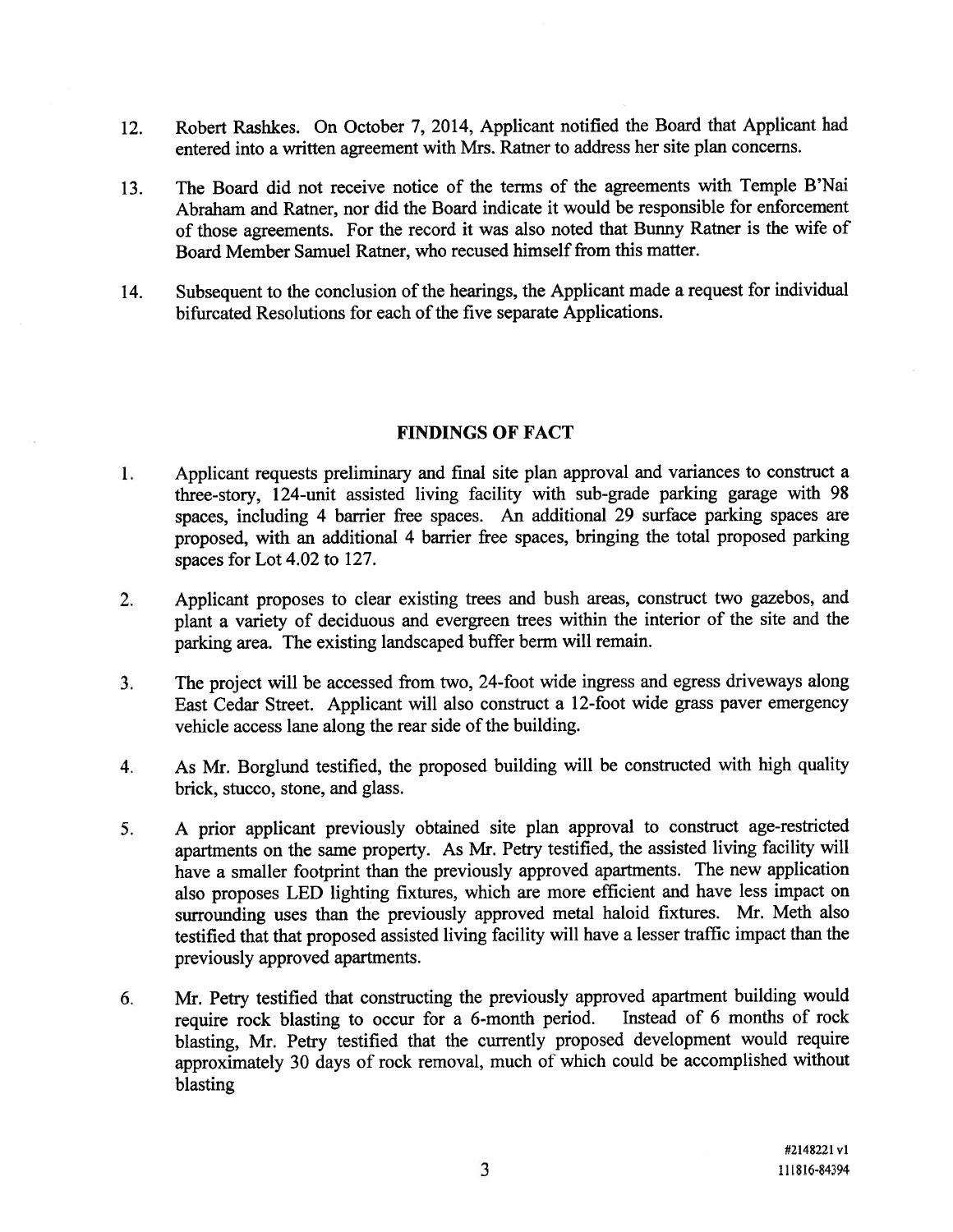12. Robert Rashkes. On October 7, 2014, Applicant notified the Board that Applicant had entered into a written agreement with Mrs. Ratner to address her site plan concerns.

13. The Board did not receive notice of the terms of the agreements with Temple B'Nai Abraham and Ratner, nor did the Board indicate it would be responsible for enforcement of those agreements. For the record it was also noted that Bunny Ratner is the wife of Board Member Samuel Ratner, who recused himself from this matter.

14. Subsequent to the conclusion of the hearings, the Applicant made a request for individual bifurcated Resolutions for each of the five separate Applications.

## FINDINGS OF FACT

1. Applicant requests preliminary and final site plan approval and variances to construct a three-story, 124-unit assisted living facility with sub-grade parking garage with 98 spaces, including 4 barrier free spaces. An additional 29 surface parking spaces are proposed, with an additional 4 barrier free spaces, bringing the total proposed parking spaces for Lot 4.02 to 127.

2. Applicant proposes to clear existing trees and bush areas, construct two gazebos, and plant a variety of deciduous and evergreen trees within the interior of the site and the parking area. The existing landscaped buffer berm will remain.

3. The project will be accessed from two, 24-foot wide ingress and egress driveways along East Cedar Street. Applicant will also construct a 12-foot wide grass paver emergency vehicle access lane along the rear side of the building.

4. As Mr. Borglund testified, the proposed building will be constructed with high quality brick, stucco, stone, and glass.

5. A prior applicant previously obtained site plan approval to construct age-restricted apartments on the same property. As Mr. Petry testified, the assisted living facility will have a smaller footprint than the previously approved apartments. The new application also proposes LED lighting fixtures, which are more efficient and have less impact on surrounding uses than the previously approved metal haloid fixtures. Mr. Meth also testified that that proposed assisted living facility will have a lesser traffic impact than the previously approved apartments.

6. Mr. Petry testified that constructing the previously approved apartment building would require rock blasting to occur for a 6-month period. Instead of 6 months of rock blasting, Mr. Petry testified that the currently proposed development would require approximately 30 days of rock removal, much of which could be accomplished without blasting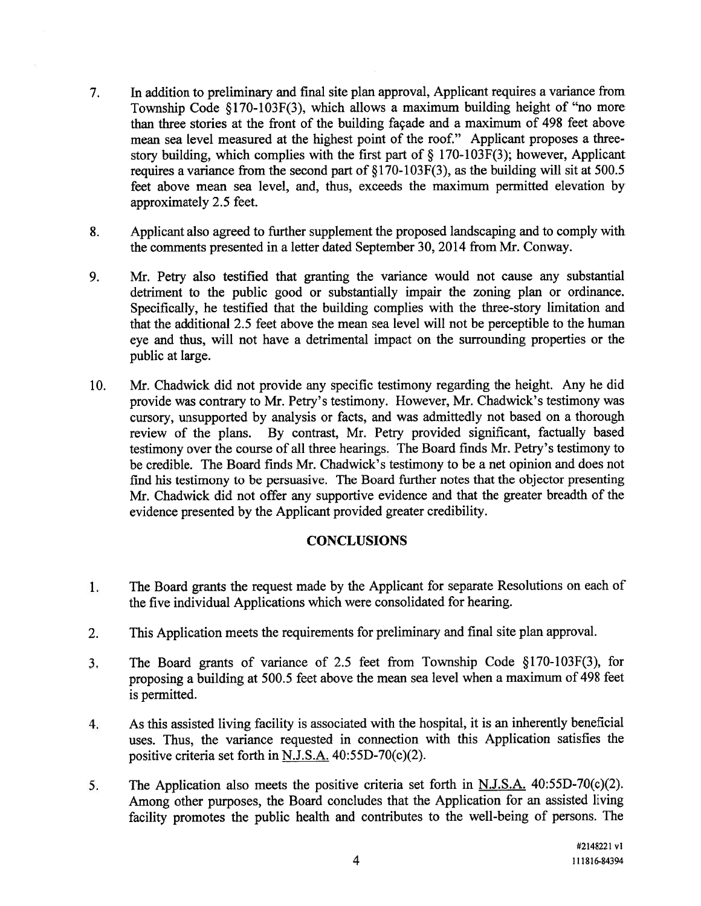7. In addition to preliminary and final site plan approval, Applicant requires a variance from Township Code §170-103F(3), which allows a maximum building height of "no more than three stories at the front of the building façade and a maximum of 498 feet above mean sea level measured at the highest point of the roof." Applicant proposes a three-story building, which complies with the first part of § 170-103F(3); however, Applicant requires a variance from the second part of §170-103F(3), as the building will sit at 500.5 feet above mean sea level, and, thus, exceeds the maximum permitted elevation by approximately 2.5 feet.

8. Applicant also agreed to further supplement the proposed landscaping and to comply with the comments presented in a letter dated September 30, 2014 from Mr. Conway.

9. Mr. Petry also testified that granting the variance would not cause any substantial detriment to the public good or substantially impair the zoning plan or ordinance. Specifically, he testified that the building complies with the three-story limitation and that the additional 2.5 feet above the mean sea level will not be perceptible to the human eye and thus, will not have a detrimental impact on the surrounding properties or the public at large.

10. Mr. Chadwick did not provide any specific testimony regarding the height. Any he did provide was contrary to Mr. Petry's testimony. However, Mr. Chadwick's testimony was cursory, unsupported by analysis or facts, and was admittedly not based on a thorough review of the plans. By contrast, Mr. Petry provided significant, factually based testimony over the course of all three hearings. The Board finds Mr. Petry's testimony to be credible. The Board finds Mr. Chadwick's testimony to be a net opinion and does not find his testimony to be persuasive. The Board further notes that the objector presenting Mr. Chadwick did not offer any supportive evidence and that the greater breadth of the evidence presented by the Applicant provided greater credibility.

## CONCLUSIONS

1. The Board grants the request made by the Applicant for separate Resolutions on each of the five individual Applications which were consolidated for hearing.

2. This Application meets the requirements for preliminary and final site plan approval.

3. The Board grants of variance of 2.5 feet from Township Code §170-103F(3), for proposing a building at 500.5 feet above the mean sea level when a maximum of 498 feet is permitted.

4. As this assisted living facility is associated with the hospital, it is an inherently beneficial uses. Thus, the variance requested in connection with this Application satisfies the positive criteria set forth in N.J.S.A. 40:55D-70(c)(2).

5. The Application also meets the positive criteria set forth in N.J.S.A. 40:55D-70(c)(2). Among other purposes, the Board concludes that the Application for an assisted living facility promotes the public health and contributes to the well-being of persons. The

#2148221 v1
111816-84394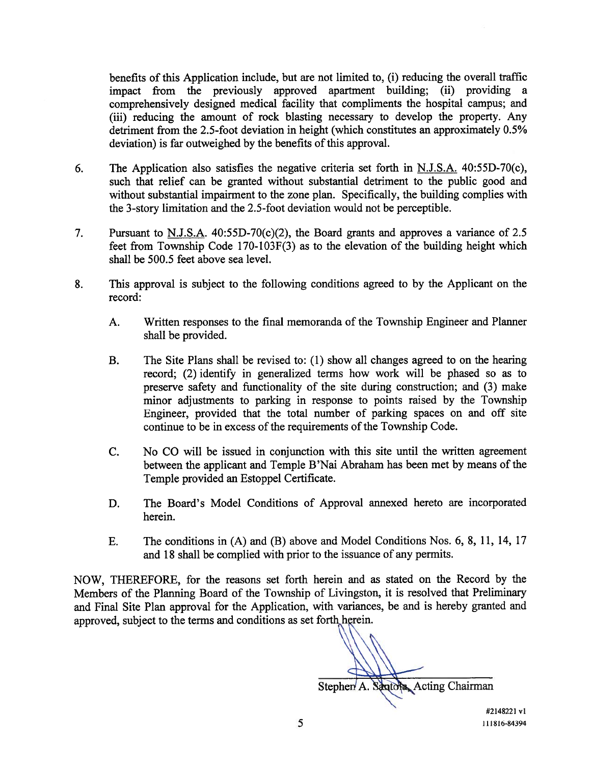benefits of this Application include, but are not limited to, (i) reducing the overall traffic impact from the previously approved apartment building; (ii) providing a comprehensively designed medical facility that compliments the hospital campus; and (iii) reducing the amount of rock blasting necessary to develop the property. Any detriment from the 2.5-foot deviation in height (which constitutes an approximately 0.5% deviation) is far outweighed by the benefits of this approval.

6. The Application also satisfies the negative criteria set forth in N.J.S.A. 40:55D-70(c), such that relief can be granted without substantial detriment to the public good and without substantial impairment to the zone plan. Specifically, the building complies with the 3-story limitation and the 2.5-foot deviation would not be perceptible.

7. Pursuant to N.J.S.A. 40:55D-70(c)(2), the Board grants and approves a variance of 2.5 feet from Township Code 170-103F(3) as to the elevation of the building height which shall be 500.5 feet above sea level.

8. This approval is subject to the following conditions agreed to by the Applicant on the record:

   A. Written responses to the final memoranda of the Township Engineer and Planner shall be provided.

   B. The Site Plans shall be revised to: (1) show all changes agreed to on the hearing record; (2) identify in generalized terms how work will be phased so as to preserve safety and functionality of the site during construction; and (3) make minor adjustments to parking in response to points raised by the Township Engineer, provided that the total number of parking spaces on and off site continue to be in excess of the requirements of the Township Code.

   C. No CO will be issued in conjunction with this site until the written agreement between the applicant and Temple B'Nai Abraham has been met by means of the Temple provided an Estoppel Certificate.

   D. The Board's Model Conditions of Approval annexed hereto are incorporated herein.

   E. The conditions in (A) and (B) above and Model Conditions Nos. 6, 8, 11, 14, 17 and 18 shall be complied with prior to the issuance of any permits.

NOW, THEREFORE, for the reasons set forth herein and as stated on the Record by the Members of the Planning Board of the Township of Livingston, it is resolved that Preliminary and Final Site Plan approval for the Application, with variances, be and is hereby granted and approved, subject to the terms and conditions as set forth herein.

Stephen A. Santola, Acting Chairman

#2148221 v1
111816-84394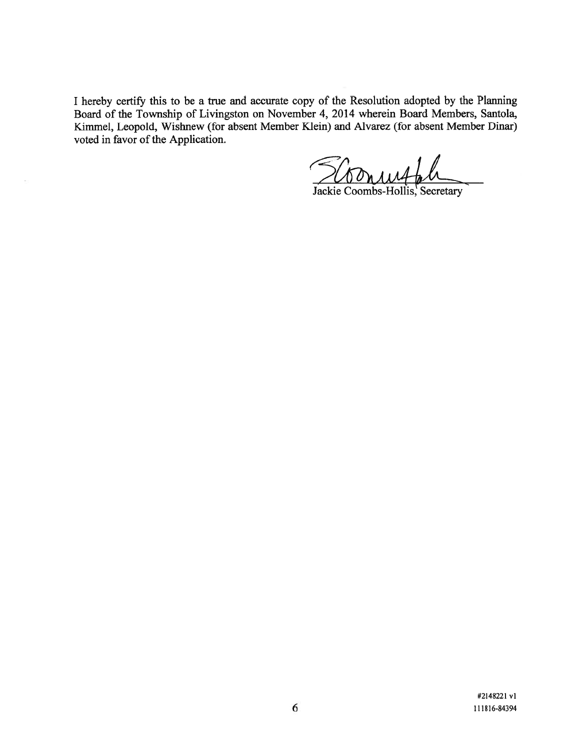I hereby certify this to be a true and accurate copy of the Resolution adopted by the Planning Board of the Township of Livingston on November 4, 2014 wherein Board Members, Santola, Kimmel, Leopold, Wishnew (for absent Member Klein) and Alvarez (for absent Member Dinar) voted in favor of the Application.

Jackie Coombs-Hollis, Secretary

#2148221 v1
111816-84394